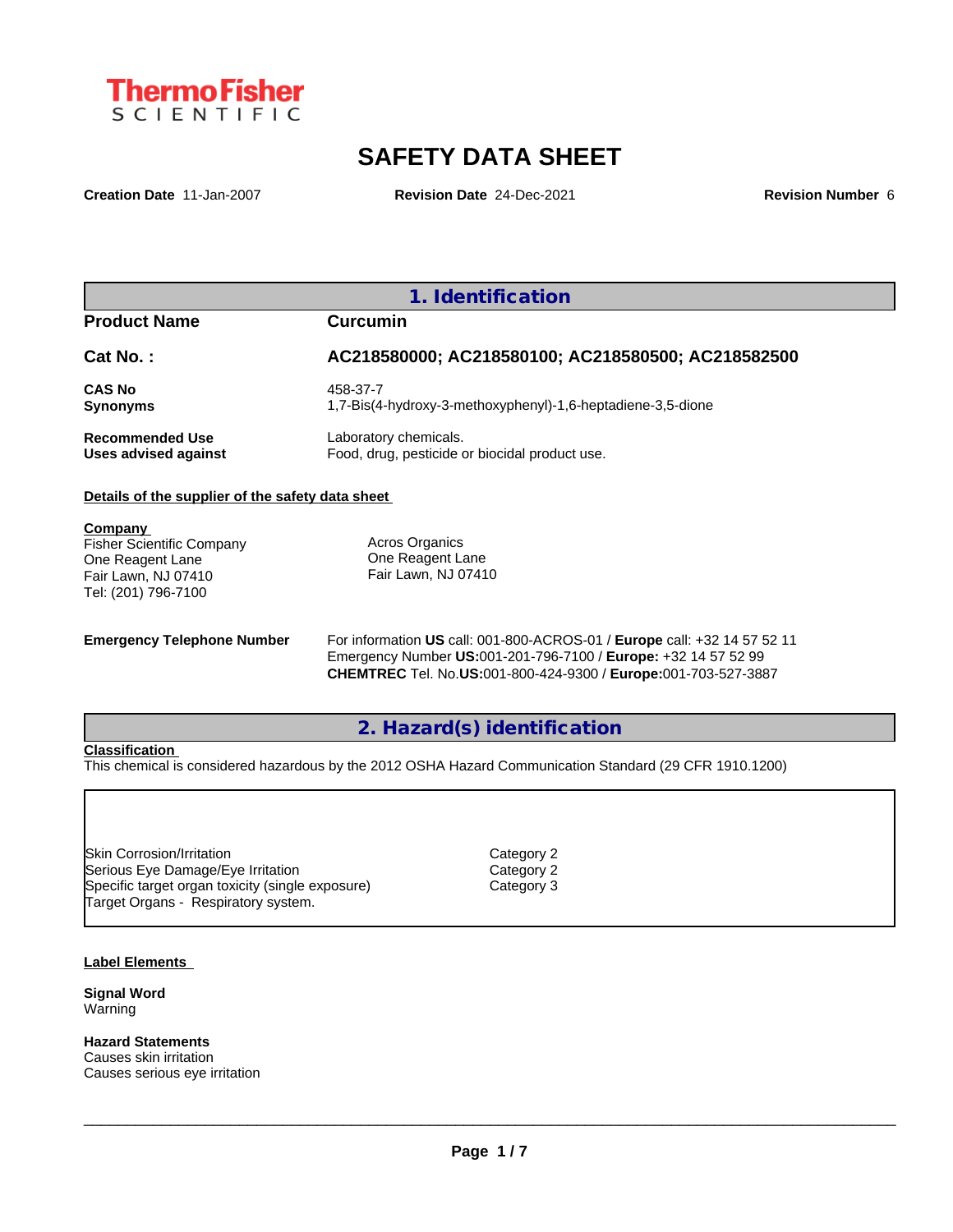# SAFETY DATA SHEET

**Creation Date** 11-Jan-2007 **Revision Date** 24-Dec-2021 **Revision Number** 6

## 1. Identification

| | |
|---|---|
| **Product Name** | **Curcumin** |
| **Cat No. :** | **AC218580000; AC218580100; AC218580500; AC218582500** |
| **CAS No** | 458-37-7 |
| **Synonyms** | 1,7-Bis(4-hydroxy-3-methoxyphenyl)-1,6-heptadiene-3,5-dione |
| **Recommended Use** | Laboratory chemicals. |
| **Uses advised against** | Food, drug, pesticide or biocidal product use. |

**Details of the supplier of the safety data sheet**

**Company**
Fisher Scientific Company
One Reagent Lane
Fair Lawn, NJ 07410
Tel: (201) 796-7100

Acros Organics
One Reagent Lane
Fair Lawn, NJ 07410

**Emergency Telephone Number**
For information **US** call: 001-800-ACROS-01 / **Europe** call: +32 14 57 52 11
Emergency Number **US:**001-201-796-7100 / **Europe:** +32 14 57 52 99
**CHEMTREC** Tel. No.**US:**001-800-424-9300 / **Europe:**001-703-527-3887

## 2. Hazard(s) identification

**Classification**
This chemical is considered hazardous by the 2012 OSHA Hazard Communication Standard (29 CFR 1910.1200)

| | |
|---|---|
| Skin Corrosion/Irritation | Category 2 |
| Serious Eye Damage/Eye Irritation | Category 2 |
| Specific target organ toxicity (single exposure) | Category 3 |
| Target Organs - Respiratory system. | |

**Label Elements**

**Signal Word**
Warning

**Hazard Statements**
Causes skin irritation
Causes serious eye irritation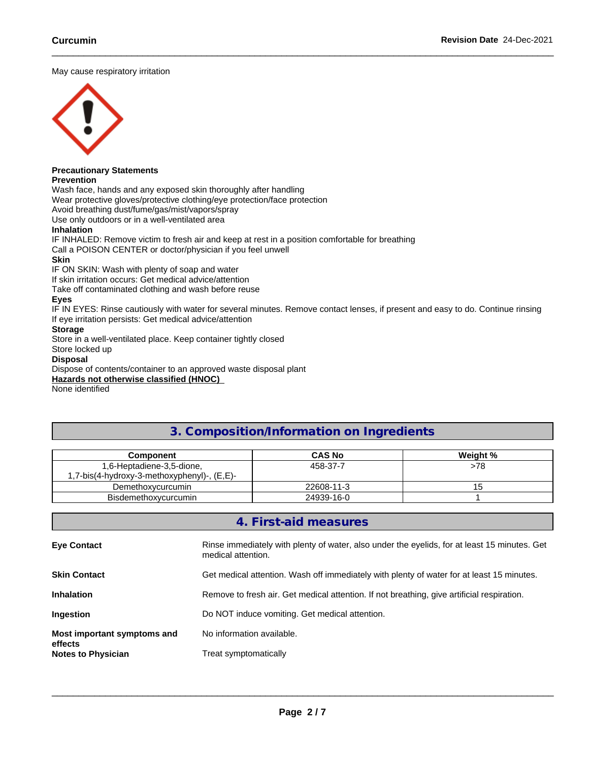May cause respiratory irritation

**Precautionary Statements**
**Prevention**
Wash face, hands and any exposed skin thoroughly after handling
Wear protective gloves/protective clothing/eye protection/face protection
Avoid breathing dust/fume/gas/mist/vapors/spray
Use only outdoors or in a well-ventilated area
**Inhalation**
IF INHALED: Remove victim to fresh air and keep at rest in a position comfortable for breathing
Call a POISON CENTER or doctor/physician if you feel unwell
**Skin**
IF ON SKIN: Wash with plenty of soap and water
If skin irritation occurs: Get medical advice/attention
Take off contaminated clothing and wash before reuse
**Eyes**
IF IN EYES: Rinse cautiously with water for several minutes. Remove contact lenses, if present and easy to do. Continue rinsing
If eye irritation persists: Get medical advice/attention
**Storage**
Store in a well-ventilated place. Keep container tightly closed
Store locked up
**Disposal**
Dispose of contents/container to an approved waste disposal plant
**Hazards not otherwise classified (HNOC)**
None identified

## 3. Composition/Information on Ingredients

| Component | CAS No | Weight % |
|---|---|---|
| 1,6-Heptadiene-3,5-dione, 1,7-bis(4-hydroxy-3-methoxyphenyl)-, (E,E)- | 458-37-7 | >78 |
| Demethoxycurcumin | 22608-11-3 | 15 |
| Bisdemethoxycurcumin | 24939-16-0 | 1 |

## 4. First-aid measures

**Eye Contact** Rinse immediately with plenty of water, also under the eyelids, for at least 15 minutes. Get medical attention.

**Skin Contact** Get medical attention. Wash off immediately with plenty of water for at least 15 minutes.

**Inhalation** Remove to fresh air. Get medical attention. If not breathing, give artificial respiration.

**Ingestion** Do NOT induce vomiting. Get medical attention.

**Most important symptoms and effects** No information available.

**Notes to Physician** Treat symptomatically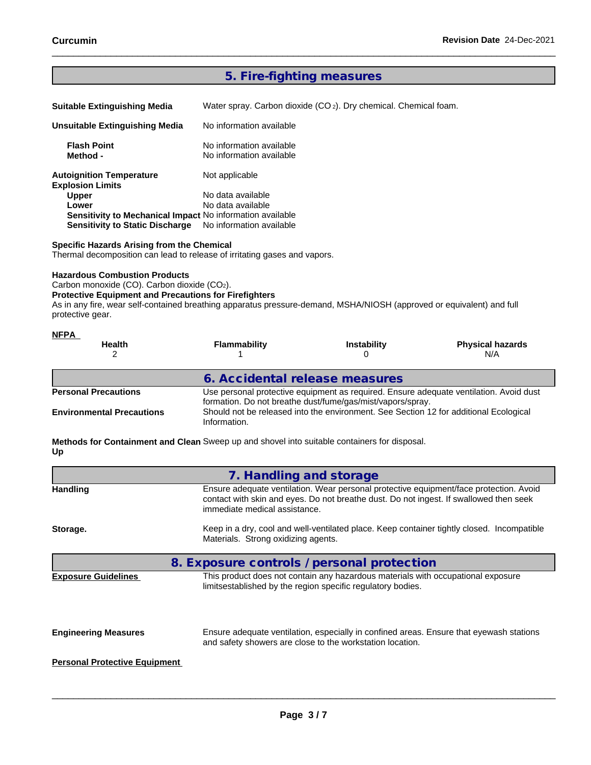## 5. Fire-fighting measures

**Suitable Extinguishing Media** Water spray. Carbon dioxide ($CO_2$). Dry chemical. Chemical foam.

**Unsuitable Extinguishing Media** No information available

**Flash Point** No information available
**Method -** No information available

**Autoignition Temperature** Not applicable
**Explosion Limits**
**Upper** No data available
**Lower** No data available
**Sensitivity to Mechanical Impact** No information available
**Sensitivity to Static Discharge** No information available

**Specific Hazards Arising from the Chemical**
Thermal decomposition can lead to release of irritating gases and vapors.

**Hazardous Combustion Products**
Carbon monoxide (CO). Carbon dioxide ($CO_2$).
**Protective Equipment and Precautions for Firefighters**
As in any fire, wear self-contained breathing apparatus pressure-demand, MSHA/NIOSH (approved or equivalent) and full protective gear.

**NFPA**

| Health | Flammability | Instability | Physical hazards |
|---|---|---|---|
| 2 | 1 | 0 | N/A |

## 6. Accidental release measures

**Personal Precautions** Use personal protective equipment as required. Ensure adequate ventilation. Avoid dust formation. Do not breathe dust/fume/gas/mist/vapors/spray.

**Environmental Precautions** Should not be released into the environment. See Section 12 for additional Ecological Information.

**Methods for Containment and Clean Up** Sweep up and shovel into suitable containers for disposal.

## 7. Handling and storage

**Handling** Ensure adequate ventilation. Wear personal protective equipment/face protection. Avoid contact with skin and eyes. Do not breathe dust. Do not ingest. If swallowed then seek immediate medical assistance.

**Storage.** Keep in a dry, cool and well-ventilated place. Keep container tightly closed. Incompatible Materials. Strong oxidizing agents.

## 8. Exposure controls / personal protection

**Exposure Guidelines** This product does not contain any hazardous materials with occupational exposure limitsestablished by the region specific regulatory bodies.

**Engineering Measures** Ensure adequate ventilation, especially in confined areas. Ensure that eyewash stations and safety showers are close to the workstation location.

**Personal Protective Equipment**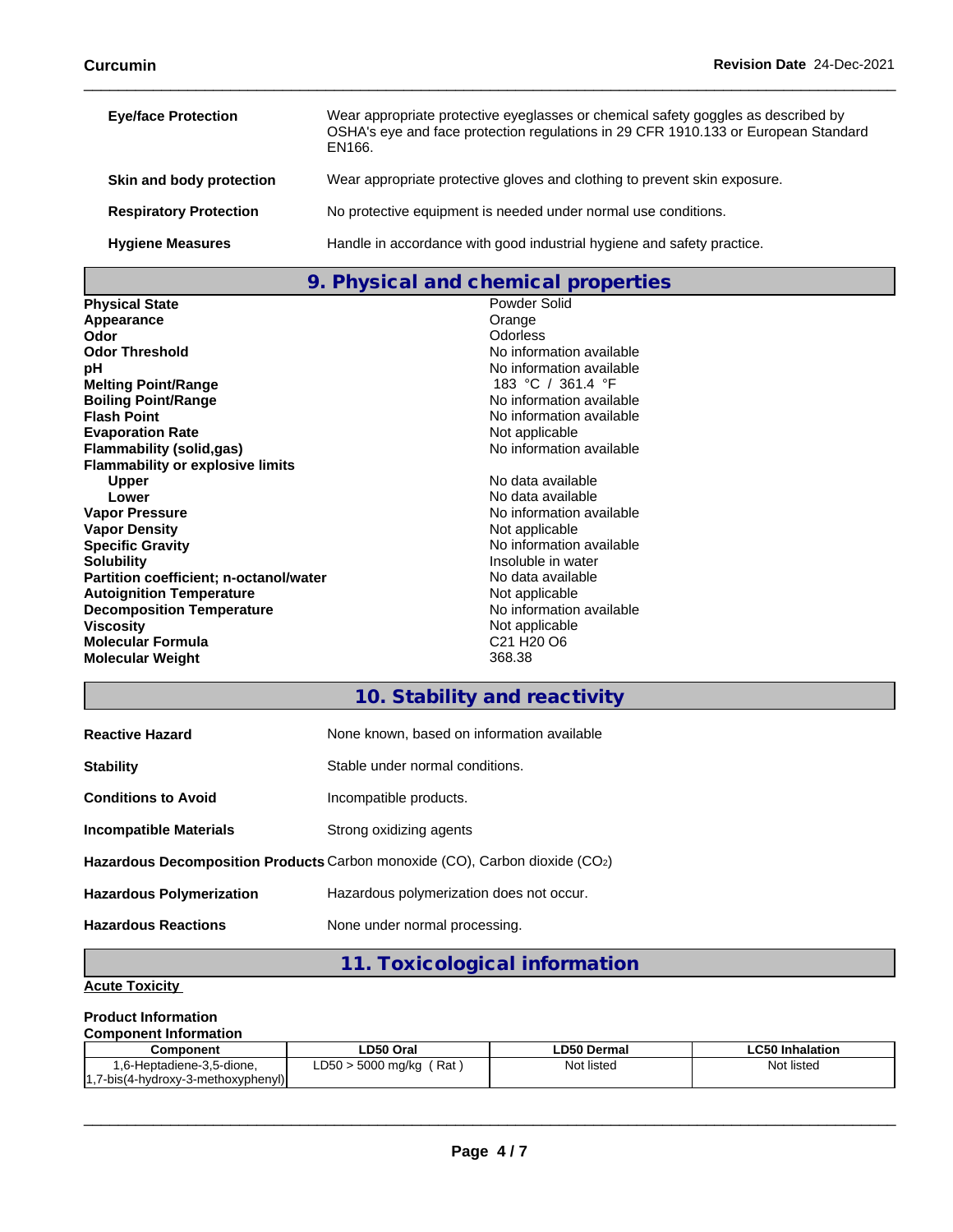| | |
|---|---|
| **Eye/face Protection** | Wear appropriate protective eyeglasses or chemical safety goggles as described by OSHA's eye and face protection regulations in 29 CFR 1910.133 or European Standard EN166. |
| **Skin and body protection** | Wear appropriate protective gloves and clothing to prevent skin exposure. |
| **Respiratory Protection** | No protective equipment is needed under normal use conditions. |
| **Hygiene Measures** | Handle in accordance with good industrial hygiene and safety practice. |

## 9. Physical and chemical properties

| | |
|---|---|
| **Physical State** | Powder Solid |
| **Appearance** | Orange |
| **Odor** | Odorless |
| **Odor Threshold** | No information available |
| **pH** | No information available |
| **Melting Point/Range** | 183 °C / 361.4 °F |
| **Boiling Point/Range** | No information available |
| **Flash Point** | No information available |
| **Evaporation Rate** | Not applicable |
| **Flammability (solid,gas)** | No information available |
| **Flammability or explosive limits** | |
| **Upper** | No data available |
| **Lower** | No data available |
| **Vapor Pressure** | No information available |
| **Vapor Density** | Not applicable |
| **Specific Gravity** | No information available |
| **Solubility** | Insoluble in water |
| **Partition coefficient; n-octanol/water** | No data available |
| **Autoignition Temperature** | Not applicable |
| **Decomposition Temperature** | No information available |
| **Viscosity** | Not applicable |
| **Molecular Formula** | C21 H20 O6 |
| **Molecular Weight** | 368.38 |

## 10. Stability and reactivity

| | |
|---|---|
| **Reactive Hazard** | None known, based on information available |
| **Stability** | Stable under normal conditions. |
| **Conditions to Avoid** | Incompatible products. |
| **Incompatible Materials** | Strong oxidizing agents |
| **Hazardous Decomposition Products** | Carbon monoxide (CO), Carbon dioxide ($CO_2$) |
| **Hazardous Polymerization** | Hazardous polymerization does not occur. |
| **Hazardous Reactions** | None under normal processing. |

## 11. Toxicological information

**Acute Toxicity**

**Product Information**

**Component Information**

| Component | LD50 Oral | LD50 Dermal | LC50 Inhalation |
|---|---|---|---|
| 1,6-Heptadiene-3,5-dione, 1,7-bis(4-hydroxy-3-methoxyphenyl) | LD50 > 5000 mg/kg ( Rat ) | Not listed | Not listed |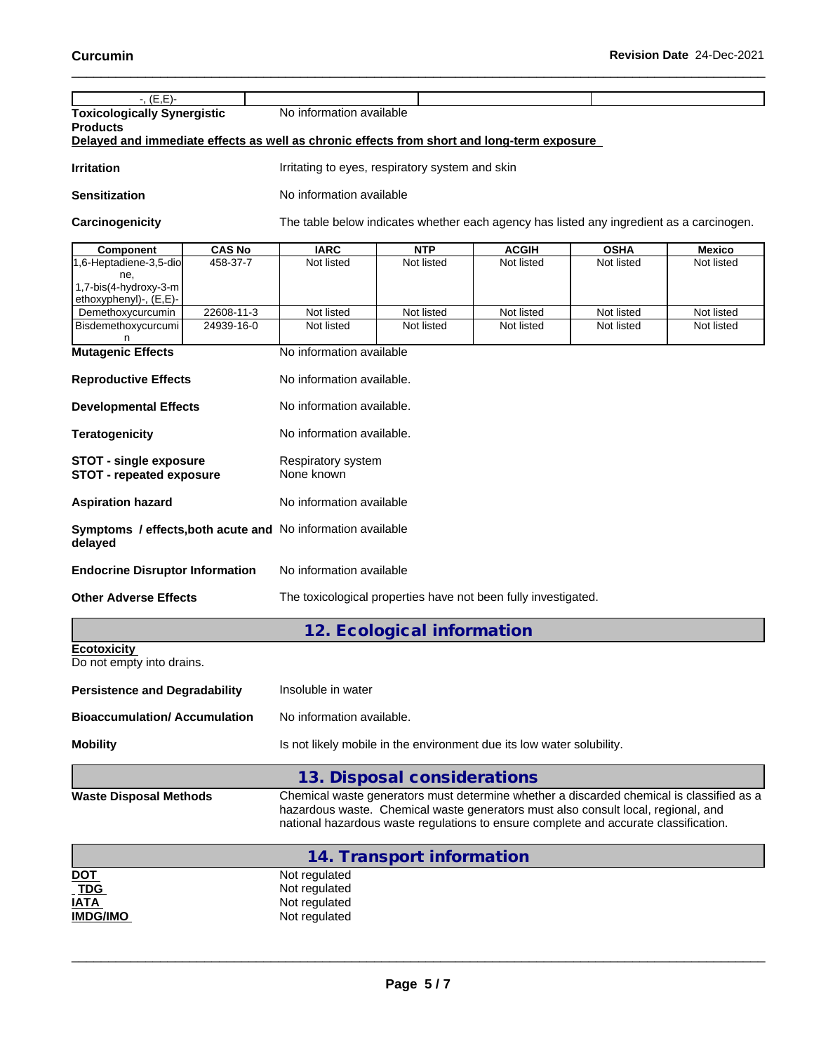| -, (E,E)- | | | |
|---|---|---|---|

**Toxicologically Synergistic Products** No information available

**Delayed and immediate effects as well as chronic effects from short and long-term exposure**

**Irritation** Irritating to eyes, respiratory system and skin

**Sensitization** No information available

**Carcinogenicity** The table below indicates whether each agency has listed any ingredient as a carcinogen.

| Component | CAS No | IARC | NTP | ACGIH | OSHA | Mexico |
|---|---|---|---|---|---|---|
| 1,6-Heptadiene-3,5-dione, 1,7-bis(4-hydroxy-3-methoxyphenyl)-, (E,E)- | 458-37-7 | Not listed | Not listed | Not listed | Not listed | Not listed |
| Demethoxycurcumin | 22608-11-3 | Not listed | Not listed | Not listed | Not listed | Not listed |
| Bisdemethoxycurcumin | 24939-16-0 | Not listed | Not listed | Not listed | Not listed | Not listed |

**Mutagenic Effects** No information available

**Reproductive Effects** No information available.

**Developmental Effects** No information available.

**Teratogenicity** No information available.

**STOT - single exposure** Respiratory system
**STOT - repeated exposure** None known

**Aspiration hazard** No information available

**Symptoms / effects,both acute and delayed** No information available

**Endocrine Disruptor Information** No information available

**Other Adverse Effects** The toxicological properties have not been fully investigated.

## 12. Ecological information

**Ecotoxicity**
Do not empty into drains.

**Persistence and Degradability** Insoluble in water

**Bioaccumulation/ Accumulation** No information available.

**Mobility** Is not likely mobile in the environment due its low water solubility.

## 13. Disposal considerations

**Waste Disposal Methods** Chemical waste generators must determine whether a discarded chemical is classified as a hazardous waste. Chemical waste generators must also consult local, regional, and national hazardous waste regulations to ensure complete and accurate classification.

## 14. Transport information

**DOT** Not regulated
**TDG** Not regulated
**IATA** Not regulated
**IMDG/IMO** Not regulated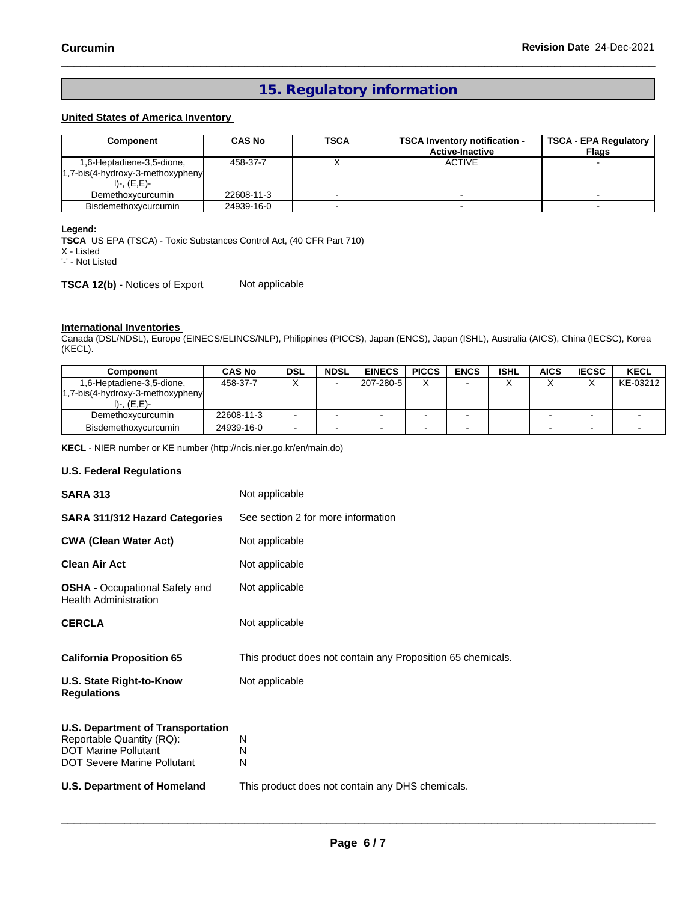## 15. Regulatory information

**United States of America Inventory**

| Component | CAS No | TSCA | TSCA Inventory notification - Active-Inactive | TSCA - EPA Regulatory Flags |
|---|---|---|---|---|
| 1,6-Heptadiene-3,5-dione, 1,7-bis(4-hydroxy-3-methoxyphenyl)-, (E,E)- | 458-37-7 | X | ACTIVE | - |
| Demethoxycurcumin | 22608-11-3 | - | - | - |
| Bisdemethoxycurcumin | 24939-16-0 | - | - | - |

**Legend:**
**TSCA** US EPA (TSCA) - Toxic Substances Control Act, (40 CFR Part 710)
X - Listed
'-' - Not Listed

**TSCA 12(b)** - Notices of Export: Not applicable

**International Inventories**
Canada (DSL/NDSL), Europe (EINECS/ELINCS/NLP), Philippines (PICCS), Japan (ENCS), Japan (ISHL), Australia (AICS), China (IECSC), Korea (KECL).

| Component | CAS No | DSL | NDSL | EINECS | PICCS | ENCS | ISHL | AICS | IECSC | KECL |
|---|---|---|---|---|---|---|---|---|---|---|
| 1,6-Heptadiene-3,5-dione, 1,7-bis(4-hydroxy-3-methoxyphenyl)-, (E,E)- | 458-37-7 | X | - | 207-280-5 | X | - | X | X | X | KE-03212 |
| Demethoxycurcumin | 22608-11-3 | - | - | - | - | - | | - | - | - |
| Bisdemethoxycurcumin | 24939-16-0 | - | - | - | - | - | | - | - | - |

**KECL** - NIER number or KE number (http://ncis.nier.go.kr/en/main.do)

**U.S. Federal Regulations**

**SARA 313**: Not applicable

**SARA 311/312 Hazard Categories**: See section 2 for more information

**CWA (Clean Water Act)**: Not applicable

**Clean Air Act**: Not applicable

**OSHA** - Occupational Safety and Health Administration: Not applicable

**CERCLA**: Not applicable

**California Proposition 65**: This product does not contain any Proposition 65 chemicals.

**U.S. State Right-to-Know Regulations**: Not applicable

**U.S. Department of Transportation**
Reportable Quantity (RQ): N
DOT Marine Pollutant: N
DOT Severe Marine Pollutant: N

**U.S. Department of Homeland**: This product does not contain any DHS chemicals.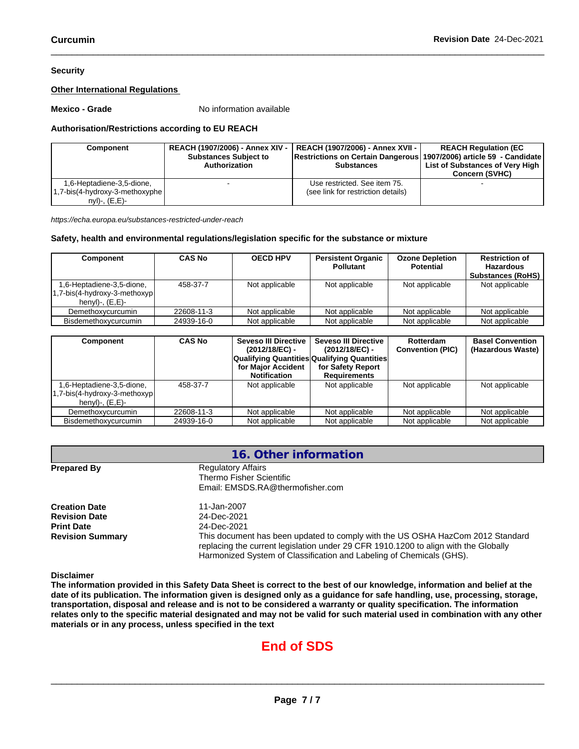**Security**

**Other International Regulations**

**Mexico - Grade** No information available

**Authorisation/Restrictions according to EU REACH**

| Component | REACH (1907/2006) - Annex XIV - Substances Subject to Authorization | REACH (1907/2006) - Annex XVII - Restrictions on Certain Dangerous Substances | REACH Regulation (EC 1907/2006) article 59 - Candidate List of Substances of Very High Concern (SVHC) |
|---|---|---|---|
| 1,6-Heptadiene-3,5-dione, 1,7-bis(4-hydroxy-3-methoxyphenyl)-, (E,E)- | - | Use restricted. See item 75. (see link for restriction details) | - |

*https://echa.europa.eu/substances-restricted-under-reach*

**Safety, health and environmental regulations/legislation specific for the substance or mixture**

| Component | CAS No | OECD HPV | Persistent Organic Pollutant | Ozone Depletion Potential | Restriction of Hazardous Substances (RoHS) |
|---|---|---|---|---|---|
| 1,6-Heptadiene-3,5-dione, 1,7-bis(4-hydroxy-3-methoxyphenyl)-, (E,E)- | 458-37-7 | Not applicable | Not applicable | Not applicable | Not applicable |
| Demethoxycurcumin | 22608-11-3 | Not applicable | Not applicable | Not applicable | Not applicable |
| Bisdemethoxycurcumin | 24939-16-0 | Not applicable | Not applicable | Not applicable | Not applicable |

| Component | CAS No | Seveso III Directive (2012/18/EC) - Qualifying Quantities for Major Accident Notification | Seveso III Directive (2012/18/EC) - Qualifying Quantities for Safety Report Requirements | Rotterdam Convention (PIC) | Basel Convention (Hazardous Waste) |
|---|---|---|---|---|---|
| 1,6-Heptadiene-3,5-dione, 1,7-bis(4-hydroxy-3-methoxyphenyl)-, (E,E)- | 458-37-7 | Not applicable | Not applicable | Not applicable | Not applicable |
| Demethoxycurcumin | 22608-11-3 | Not applicable | Not applicable | Not applicable | Not applicable |
| Bisdemethoxycurcumin | 24939-16-0 | Not applicable | Not applicable | Not applicable | Not applicable |

## 16. Other information

**Prepared By** Regulatory Affairs
Thermo Fisher Scientific
Email: EMSDS.RA@thermofisher.com

**Creation Date** 11-Jan-2007
**Revision Date** 24-Dec-2021
**Print Date** 24-Dec-2021
**Revision Summary** This document has been updated to comply with the US OSHA HazCom 2012 Standard replacing the current legislation under 29 CFR 1910.1200 to align with the Globally Harmonized System of Classification and Labeling of Chemicals (GHS).

**Disclaimer**
**The information provided in this Safety Data Sheet is correct to the best of our knowledge, information and belief at the date of its publication. The information given is designed only as a guidance for safe handling, use, processing, storage, transportation, disposal and release and is not to be considered a warranty or quality specification. The information relates only to the specific material designated and may not be valid for such material used in combination with any other materials or in any process, unless specified in the text**

**End of SDS**